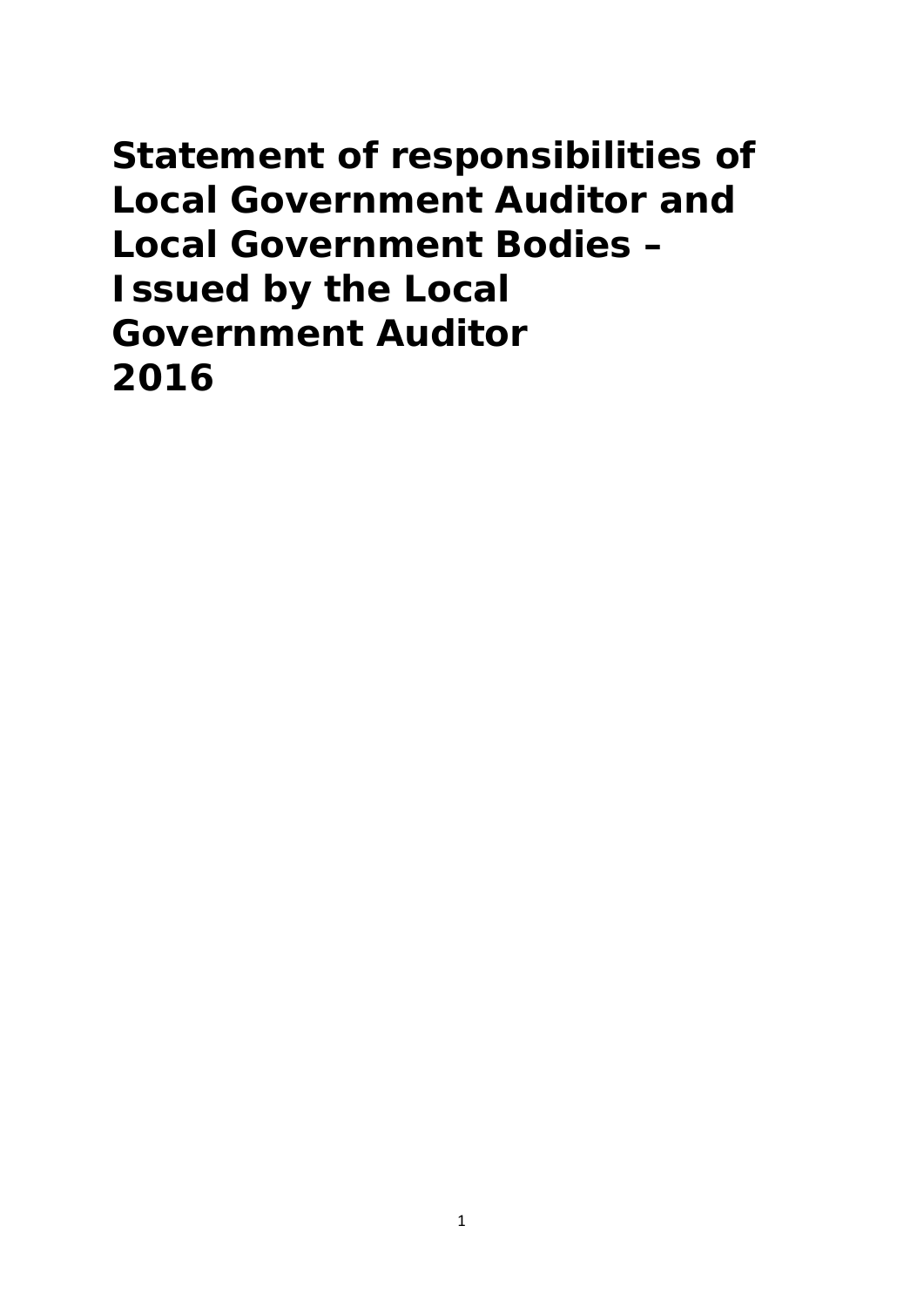# Statement of responsibilities of Local Government Auditor and Local Government Bodies – Issued by the Local Government Auditor 2016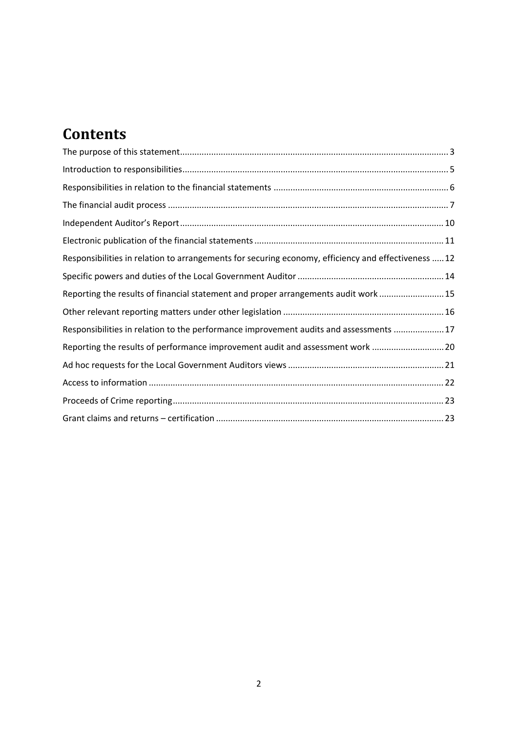# Contents

The purpose of this statement ..... 3

Introduction to responsibilities ..... 5

Responsibilities in relation to the financial statements ..... 6

The financial audit process ..... 7

Independent Auditor's Report ..... 10

Electronic publication of the financial statements ..... 11

Responsibilities in relation to arrangements for securing economy, efficiency and effectiveness ..... 12

Specific powers and duties of the Local Government Auditor ..... 14

Reporting the results of financial statement and proper arrangements audit work ..... 15

Other relevant reporting matters under other legislation ..... 16

Responsibilities in relation to the performance improvement audits and assessments ..... 17

Reporting the results of performance improvement audit and assessment work ..... 20

Ad hoc requests for the Local Government Auditors views ..... 21

Access to information ..... 22

Proceeds of Crime reporting ..... 23

Grant claims and returns – certification ..... 23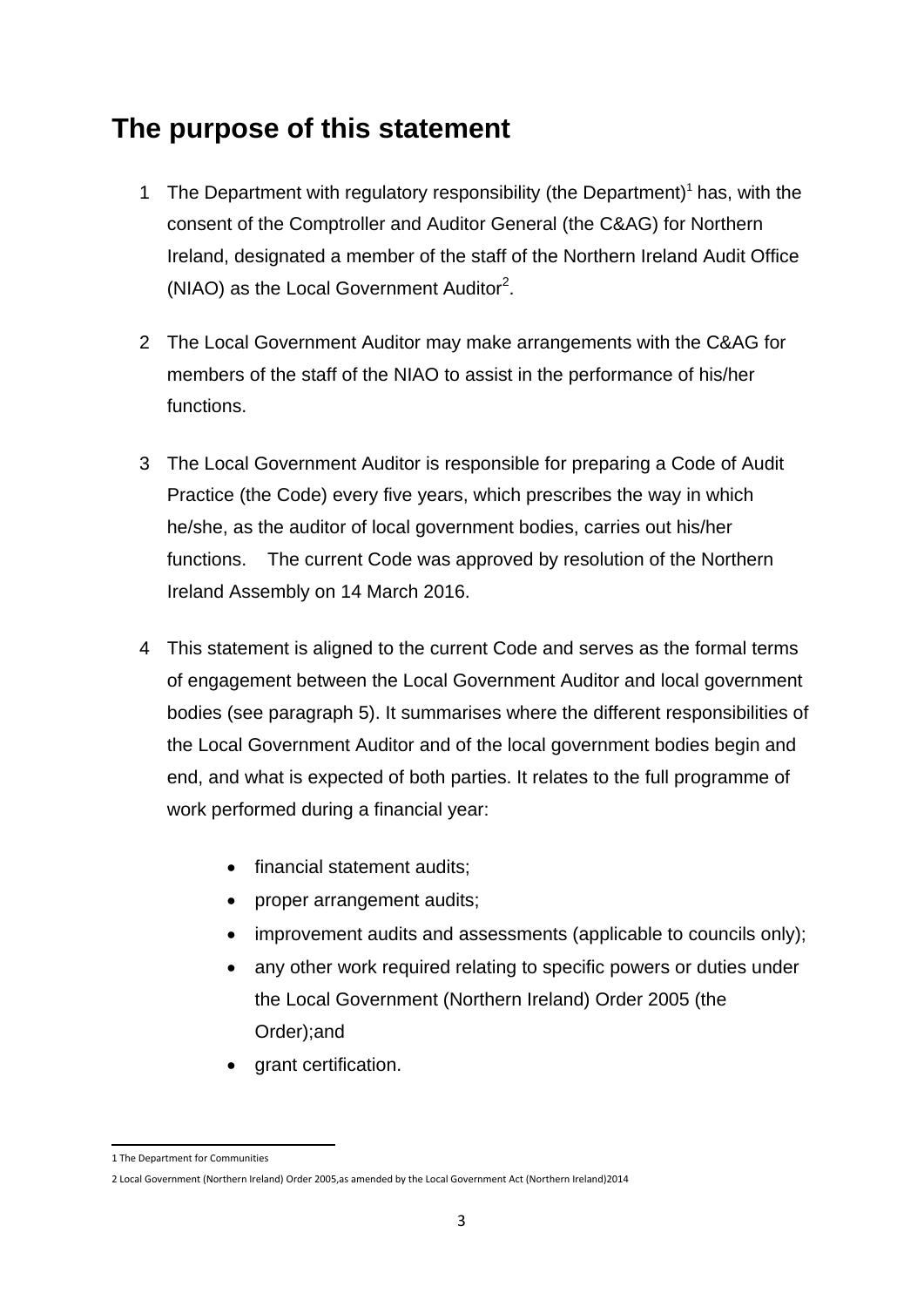## The purpose of this statement

1 The Department with regulatory responsibility (the Department)[1] has, with the consent of the Comptroller and Auditor General (the C&AG) for Northern Ireland, designated a member of the staff of the Northern Ireland Audit Office (NIAO) as the Local Government Auditor[2].

2 The Local Government Auditor may make arrangements with the C&AG for members of the staff of the NIAO to assist in the performance of his/her functions.

3 The Local Government Auditor is responsible for preparing a Code of Audit Practice (the Code) every five years, which prescribes the way in which he/she, as the auditor of local government bodies, carries out his/her functions. The current Code was approved by resolution of the Northern Ireland Assembly on 14 March 2016.

4 This statement is aligned to the current Code and serves as the formal terms of engagement between the Local Government Auditor and local government bodies (see paragraph 5). It summarises where the different responsibilities of the Local Government Auditor and of the local government bodies begin and end, and what is expected of both parties. It relates to the full programme of work performed during a financial year:

- financial statement audits;
- proper arrangement audits;
- improvement audits and assessments (applicable to councils only);
- any other work required relating to specific powers or duties under the Local Government (Northern Ireland) Order 2005 (the Order);and
- grant certification.

---

1 The Department for Communities

2 Local Government (Northern Ireland) Order 2005,as amended by the Local Government Act (Northern Ireland)2014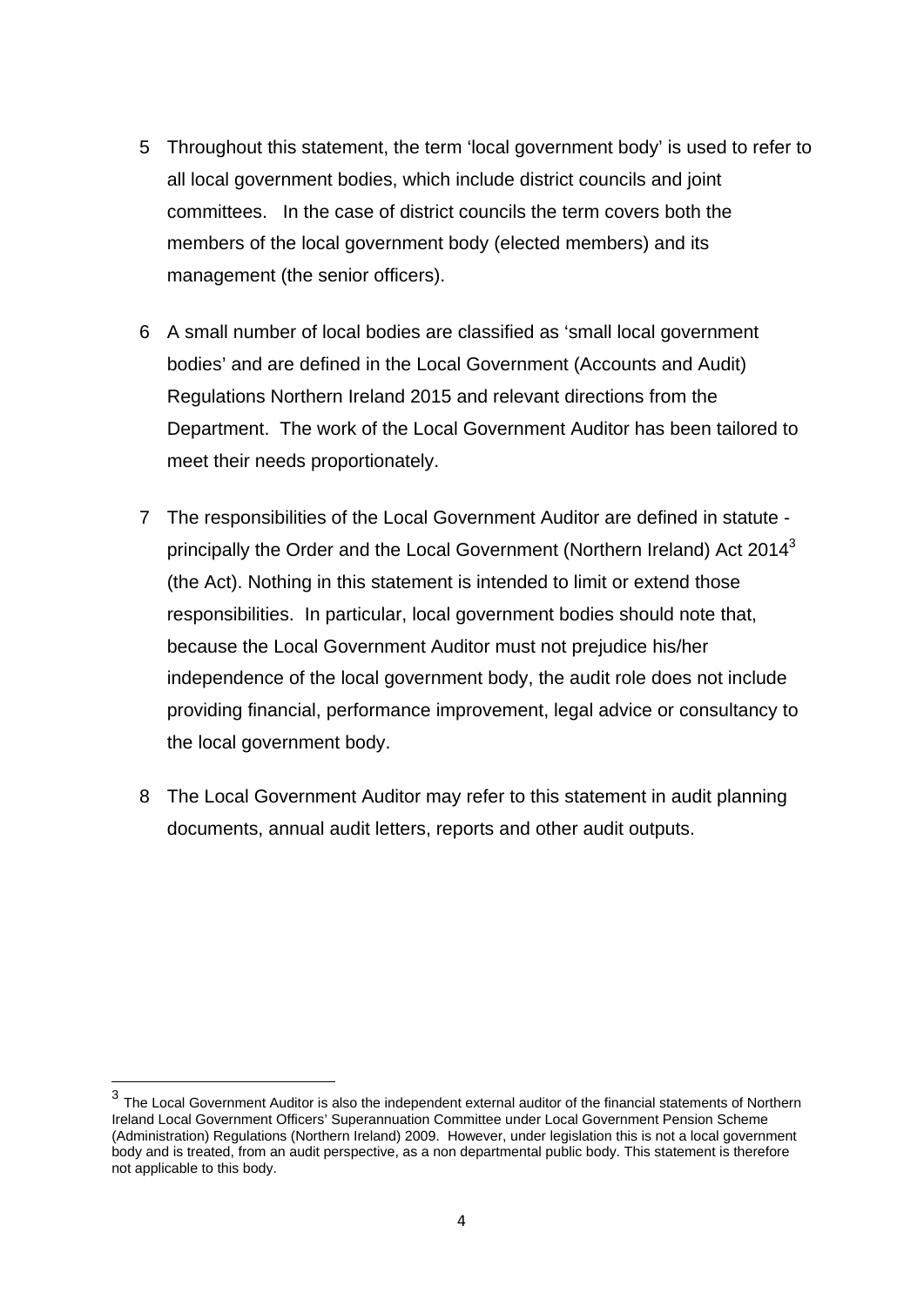5 Throughout this statement, the term 'local government body' is used to refer to all local government bodies, which include district councils and joint committees. In the case of district councils the term covers both the members of the local government body (elected members) and its management (the senior officers).

6 A small number of local bodies are classified as 'small local government bodies' and are defined in the Local Government (Accounts and Audit) Regulations Northern Ireland 2015 and relevant directions from the Department. The work of the Local Government Auditor has been tailored to meet their needs proportionately.

7 The responsibilities of the Local Government Auditor are defined in statute - principally the Order and the Local Government (Northern Ireland) Act 2014[3] (the Act). Nothing in this statement is intended to limit or extend those responsibilities. In particular, local government bodies should note that, because the Local Government Auditor must not prejudice his/her independence of the local government body, the audit role does not include providing financial, performance improvement, legal advice or consultancy to the local government body.

8 The Local Government Auditor may refer to this statement in audit planning documents, annual audit letters, reports and other audit outputs.

---

[3] The Local Government Auditor is also the independent external auditor of the financial statements of Northern Ireland Local Government Officers' Superannuation Committee under Local Government Pension Scheme (Administration) Regulations (Northern Ireland) 2009. However, under legislation this is not a local government body and is treated, from an audit perspective, as a non departmental public body. This statement is therefore not applicable to this body.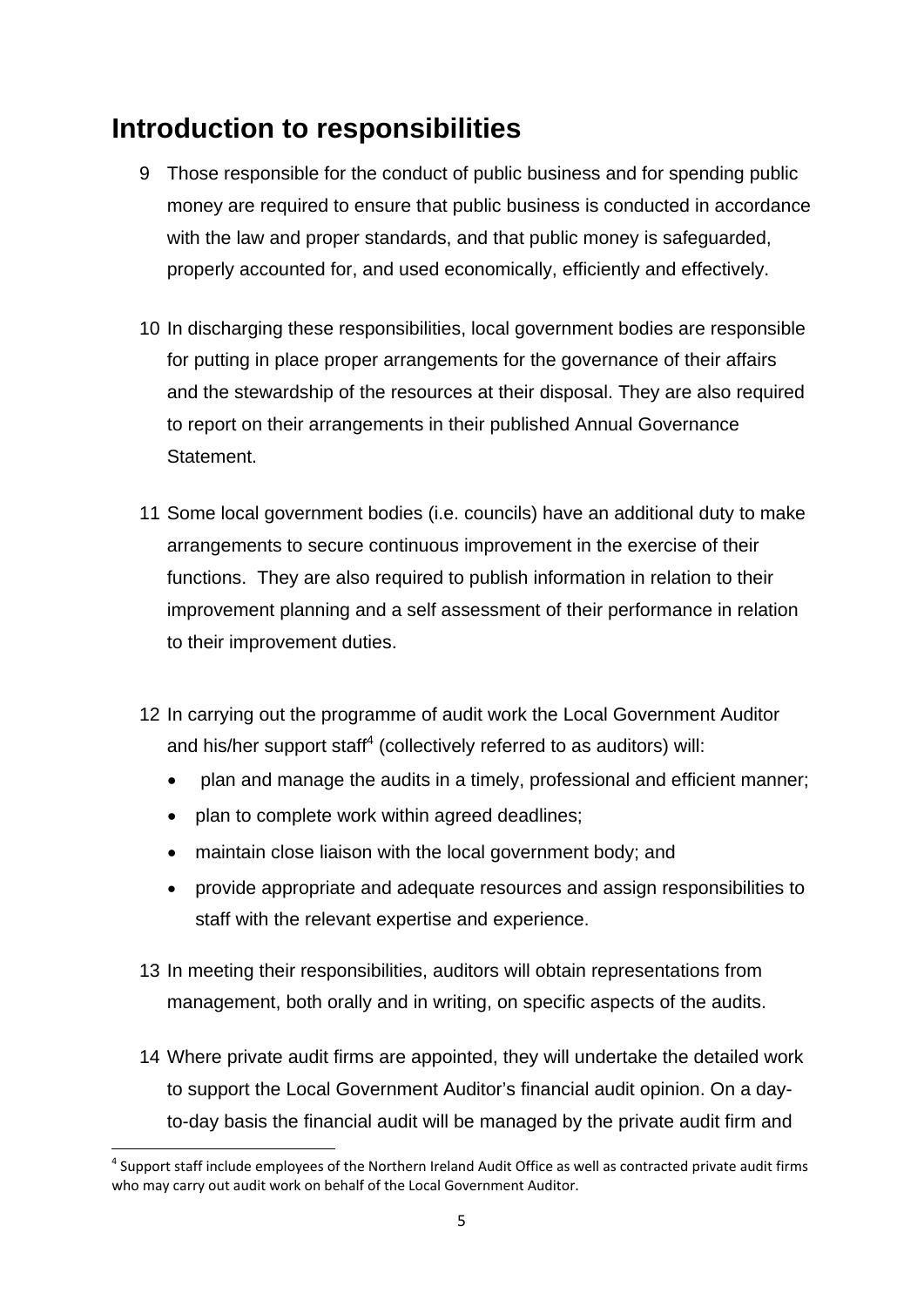## Introduction to responsibilities

9 Those responsible for the conduct of public business and for spending public money are required to ensure that public business is conducted in accordance with the law and proper standards, and that public money is safeguarded, properly accounted for, and used economically, efficiently and effectively.

10 In discharging these responsibilities, local government bodies are responsible for putting in place proper arrangements for the governance of their affairs and the stewardship of the resources at their disposal. They are also required to report on their arrangements in their published Annual Governance Statement.

11 Some local government bodies (i.e. councils) have an additional duty to make arrangements to secure continuous improvement in the exercise of their functions. They are also required to publish information in relation to their improvement planning and a self assessment of their performance in relation to their improvement duties.

12 In carrying out the programme of audit work the Local Government Auditor and his/her support staff[4] (collectively referred to as auditors) will:

- plan and manage the audits in a timely, professional and efficient manner;
- plan to complete work within agreed deadlines;
- maintain close liaison with the local government body; and
- provide appropriate and adequate resources and assign responsibilities to staff with the relevant expertise and experience.

13 In meeting their responsibilities, auditors will obtain representations from management, both orally and in writing, on specific aspects of the audits.

14 Where private audit firms are appointed, they will undertake the detailed work to support the Local Government Auditor's financial audit opinion. On a day-to-day basis the financial audit will be managed by the private audit firm and

[4] Support staff include employees of the Northern Ireland Audit Office as well as contracted private audit firms who may carry out audit work on behalf of the Local Government Auditor.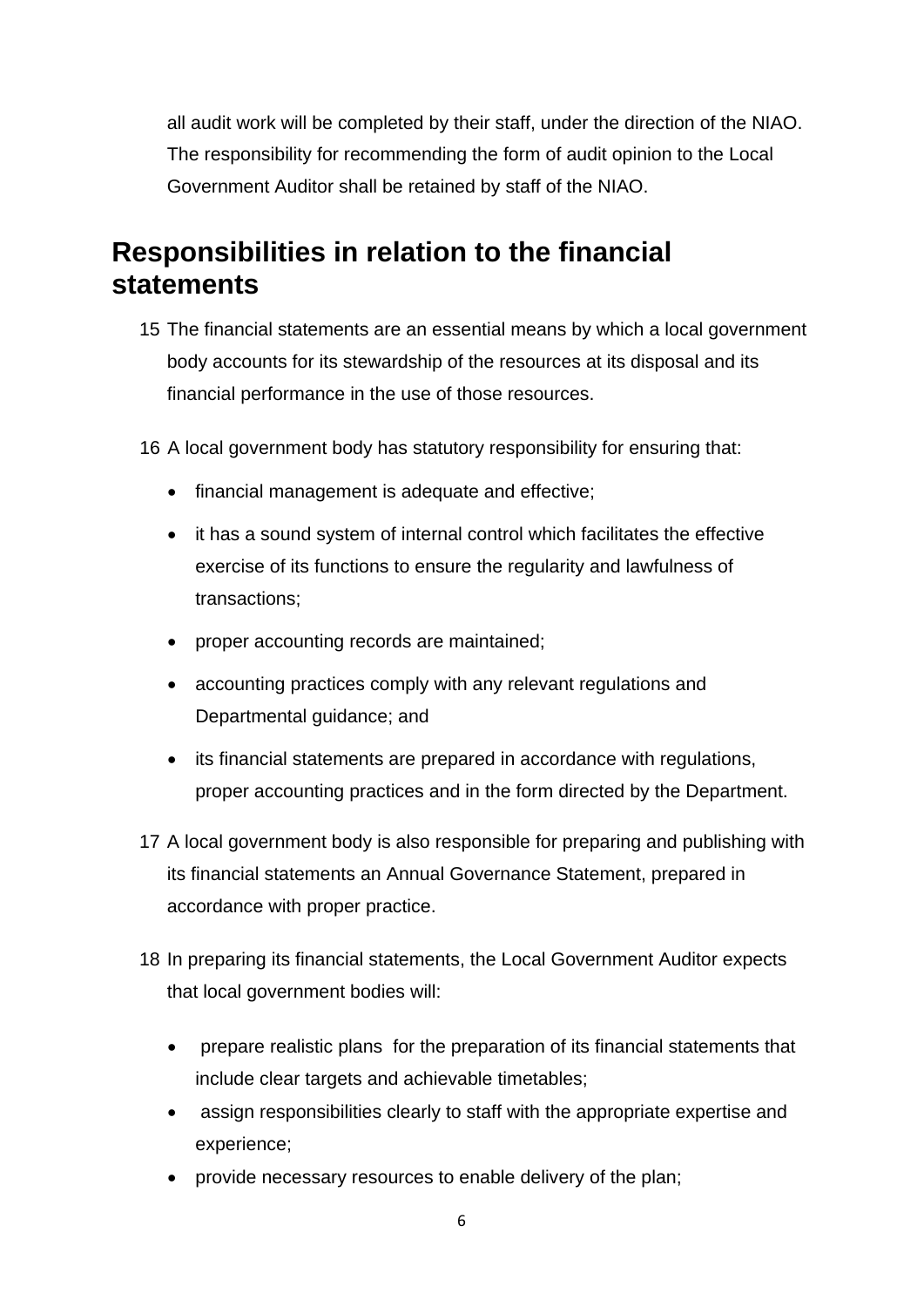all audit work will be completed by their staff, under the direction of the NIAO. The responsibility for recommending the form of audit opinion to the Local Government Auditor shall be retained by staff of the NIAO.

## Responsibilities in relation to the financial statements

15 The financial statements are an essential means by which a local government body accounts for its stewardship of the resources at its disposal and its financial performance in the use of those resources.

16 A local government body has statutory responsibility for ensuring that:

- financial management is adequate and effective;
- it has a sound system of internal control which facilitates the effective exercise of its functions to ensure the regularity and lawfulness of transactions;
- proper accounting records are maintained;
- accounting practices comply with any relevant regulations and Departmental guidance; and
- its financial statements are prepared in accordance with regulations, proper accounting practices and in the form directed by the Department.

17 A local government body is also responsible for preparing and publishing with its financial statements an Annual Governance Statement, prepared in accordance with proper practice.

18 In preparing its financial statements, the Local Government Auditor expects that local government bodies will:

- prepare realistic plans for the preparation of its financial statements that include clear targets and achievable timetables;
- assign responsibilities clearly to staff with the appropriate expertise and experience;
- provide necessary resources to enable delivery of the plan;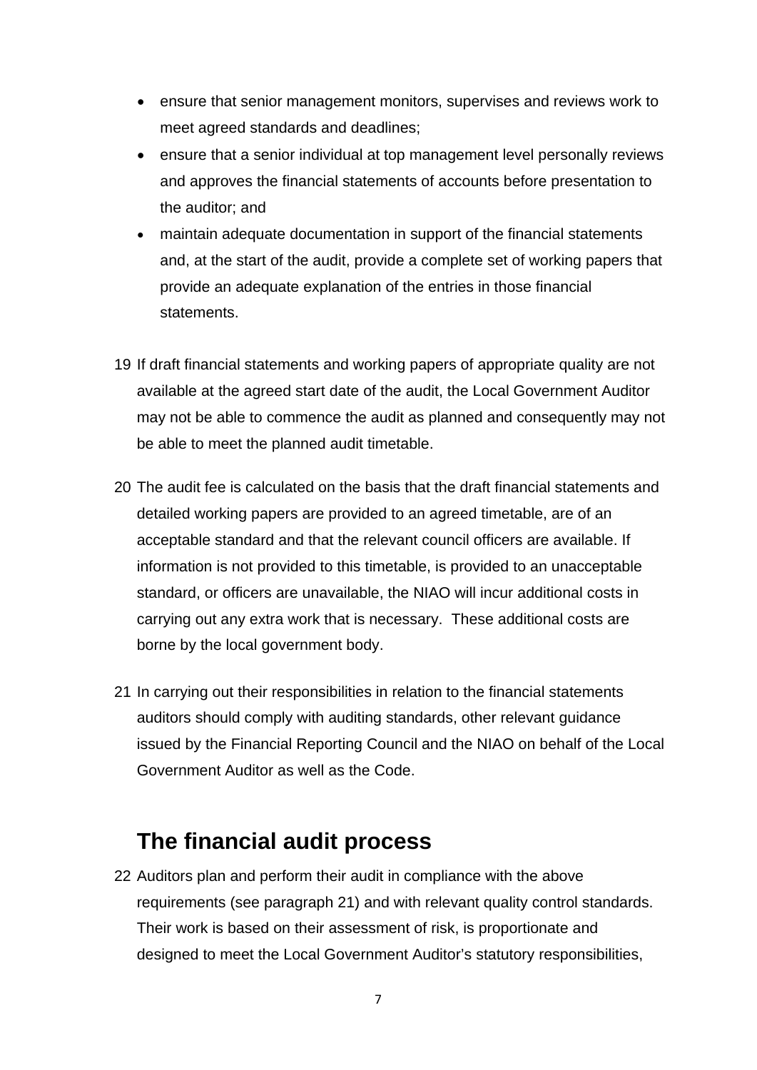- ensure that senior management monitors, supervises and reviews work to meet agreed standards and deadlines;
- ensure that a senior individual at top management level personally reviews and approves the financial statements of accounts before presentation to the auditor; and
- maintain adequate documentation in support of the financial statements and, at the start of the audit, provide a complete set of working papers that provide an adequate explanation of the entries in those financial statements.

19 If draft financial statements and working papers of appropriate quality are not available at the agreed start date of the audit, the Local Government Auditor may not be able to commence the audit as planned and consequently may not be able to meet the planned audit timetable.

20 The audit fee is calculated on the basis that the draft financial statements and detailed working papers are provided to an agreed timetable, are of an acceptable standard and that the relevant council officers are available. If information is not provided to this timetable, is provided to an unacceptable standard, or officers are unavailable, the NIAO will incur additional costs in carrying out any extra work that is necessary. These additional costs are borne by the local government body.

21 In carrying out their responsibilities in relation to the financial statements auditors should comply with auditing standards, other relevant guidance issued by the Financial Reporting Council and the NIAO on behalf of the Local Government Auditor as well as the Code.

## The financial audit process

22 Auditors plan and perform their audit in compliance with the above requirements (see paragraph 21) and with relevant quality control standards. Their work is based on their assessment of risk, is proportionate and designed to meet the Local Government Auditor's statutory responsibilities,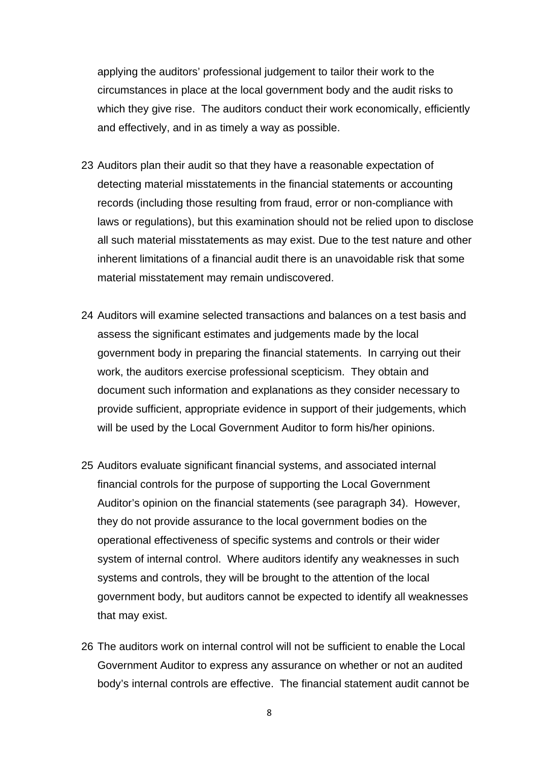applying the auditors' professional judgement to tailor their work to the circumstances in place at the local government body and the audit risks to which they give rise. The auditors conduct their work economically, efficiently and effectively, and in as timely a way as possible.

23 Auditors plan their audit so that they have a reasonable expectation of detecting material misstatements in the financial statements or accounting records (including those resulting from fraud, error or non-compliance with laws or regulations), but this examination should not be relied upon to disclose all such material misstatements as may exist. Due to the test nature and other inherent limitations of a financial audit there is an unavoidable risk that some material misstatement may remain undiscovered.

24 Auditors will examine selected transactions and balances on a test basis and assess the significant estimates and judgements made by the local government body in preparing the financial statements. In carrying out their work, the auditors exercise professional scepticism. They obtain and document such information and explanations as they consider necessary to provide sufficient, appropriate evidence in support of their judgements, which will be used by the Local Government Auditor to form his/her opinions.

25 Auditors evaluate significant financial systems, and associated internal financial controls for the purpose of supporting the Local Government Auditor's opinion on the financial statements (see paragraph 34). However, they do not provide assurance to the local government bodies on the operational effectiveness of specific systems and controls or their wider system of internal control. Where auditors identify any weaknesses in such systems and controls, they will be brought to the attention of the local government body, but auditors cannot be expected to identify all weaknesses that may exist.

26 The auditors work on internal control will not be sufficient to enable the Local Government Auditor to express any assurance on whether or not an audited body's internal controls are effective. The financial statement audit cannot be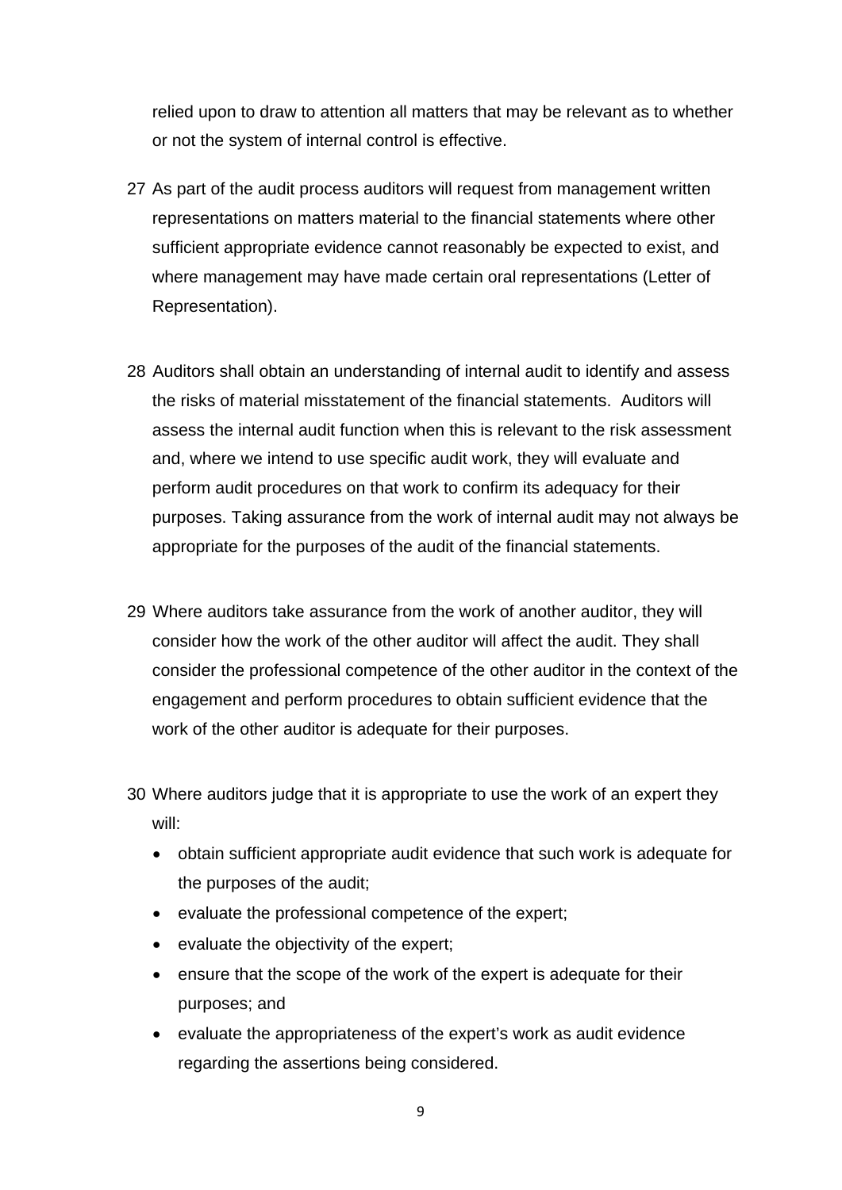relied upon to draw to attention all matters that may be relevant as to whether or not the system of internal control is effective.

27 As part of the audit process auditors will request from management written representations on matters material to the financial statements where other sufficient appropriate evidence cannot reasonably be expected to exist, and where management may have made certain oral representations (Letter of Representation).

28 Auditors shall obtain an understanding of internal audit to identify and assess the risks of material misstatement of the financial statements. Auditors will assess the internal audit function when this is relevant to the risk assessment and, where we intend to use specific audit work, they will evaluate and perform audit procedures on that work to confirm its adequacy for their purposes. Taking assurance from the work of internal audit may not always be appropriate for the purposes of the audit of the financial statements.

29 Where auditors take assurance from the work of another auditor, they will consider how the work of the other auditor will affect the audit. They shall consider the professional competence of the other auditor in the context of the engagement and perform procedures to obtain sufficient evidence that the work of the other auditor is adequate for their purposes.

30 Where auditors judge that it is appropriate to use the work of an expert they will:

- obtain sufficient appropriate audit evidence that such work is adequate for the purposes of the audit;
- evaluate the professional competence of the expert;
- evaluate the objectivity of the expert;
- ensure that the scope of the work of the expert is adequate for their purposes; and
- evaluate the appropriateness of the expert's work as audit evidence regarding the assertions being considered.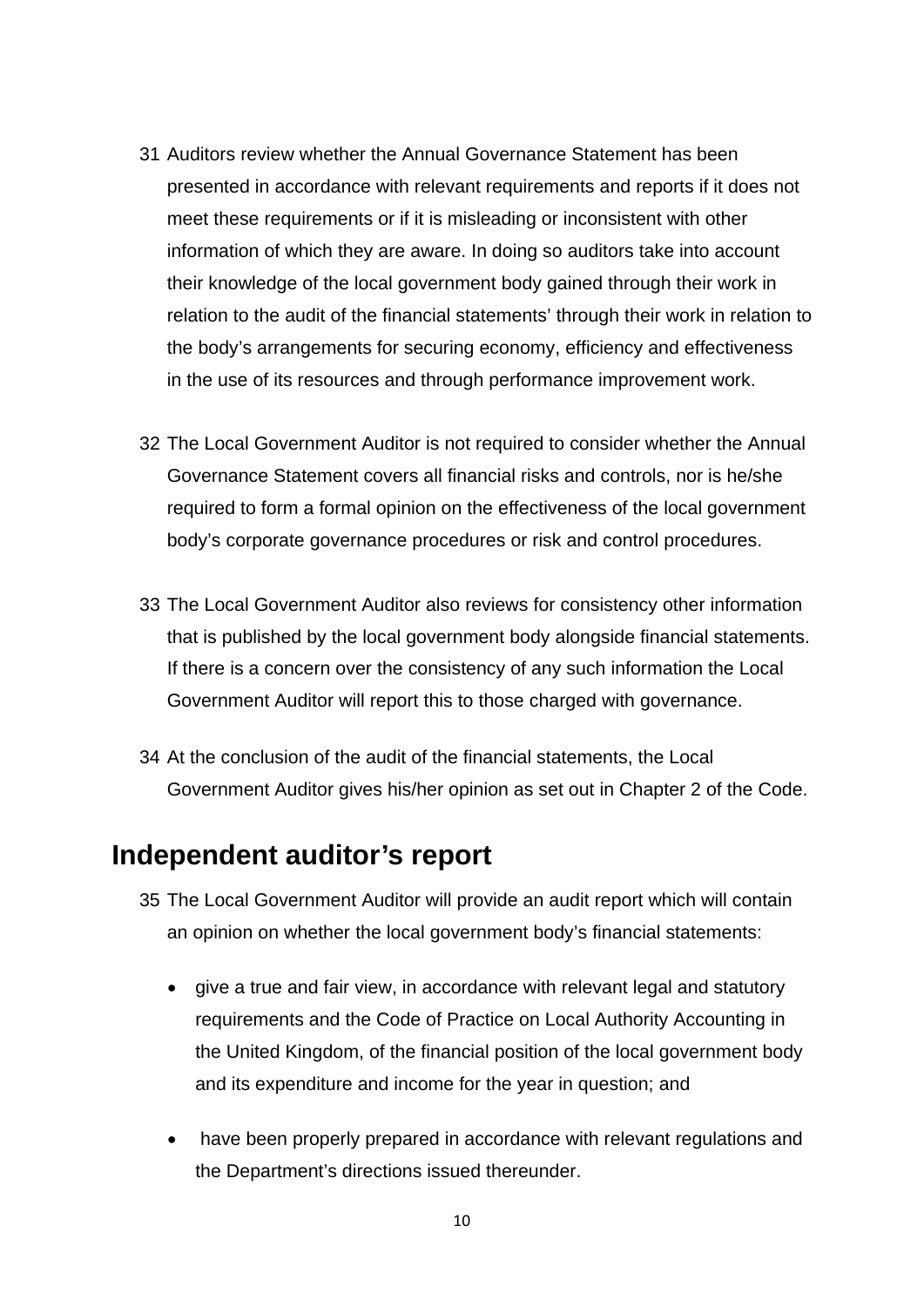31 Auditors review whether the Annual Governance Statement has been presented in accordance with relevant requirements and reports if it does not meet these requirements or if it is misleading or inconsistent with other information of which they are aware. In doing so auditors take into account their knowledge of the local government body gained through their work in relation to the audit of the financial statements' through their work in relation to the body's arrangements for securing economy, efficiency and effectiveness in the use of its resources and through performance improvement work.

32 The Local Government Auditor is not required to consider whether the Annual Governance Statement covers all financial risks and controls, nor is he/she required to form a formal opinion on the effectiveness of the local government body's corporate governance procedures or risk and control procedures.

33 The Local Government Auditor also reviews for consistency other information that is published by the local government body alongside financial statements. If there is a concern over the consistency of any such information the Local Government Auditor will report this to those charged with governance.

34 At the conclusion of the audit of the financial statements, the Local Government Auditor gives his/her opinion as set out in Chapter 2 of the Code.

## Independent auditor's report

35 The Local Government Auditor will provide an audit report which will contain an opinion on whether the local government body's financial statements:

- give a true and fair view, in accordance with relevant legal and statutory requirements and the Code of Practice on Local Authority Accounting in the United Kingdom, of the financial position of the local government body and its expenditure and income for the year in question; and
- have been properly prepared in accordance with relevant regulations and the Department's directions issued thereunder.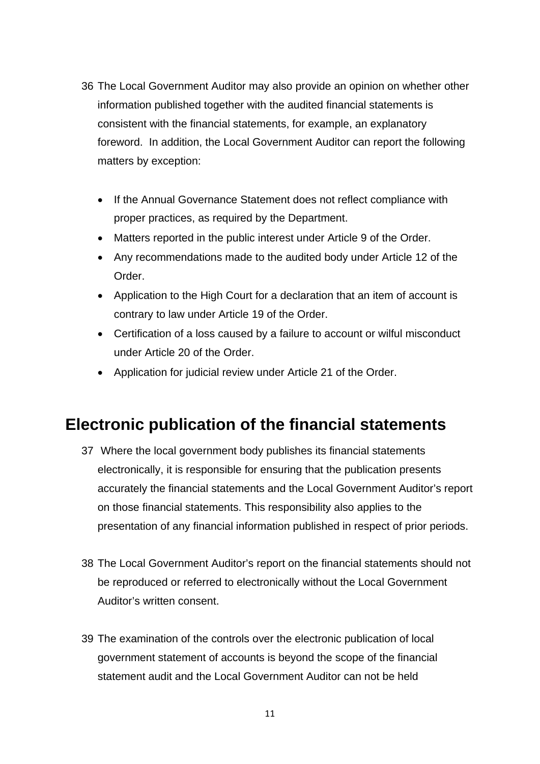36 The Local Government Auditor may also provide an opinion on whether other information published together with the audited financial statements is consistent with the financial statements, for example, an explanatory foreword. In addition, the Local Government Auditor can report the following matters by exception:

- If the Annual Governance Statement does not reflect compliance with proper practices, as required by the Department.
- Matters reported in the public interest under Article 9 of the Order.
- Any recommendations made to the audited body under Article 12 of the Order.
- Application to the High Court for a declaration that an item of account is contrary to law under Article 19 of the Order.
- Certification of a loss caused by a failure to account or wilful misconduct under Article 20 of the Order.
- Application for judicial review under Article 21 of the Order.

## Electronic publication of the financial statements

37 Where the local government body publishes its financial statements electronically, it is responsible for ensuring that the publication presents accurately the financial statements and the Local Government Auditor's report on those financial statements. This responsibility also applies to the presentation of any financial information published in respect of prior periods.

38 The Local Government Auditor's report on the financial statements should not be reproduced or referred to electronically without the Local Government Auditor's written consent.

39 The examination of the controls over the electronic publication of local government statement of accounts is beyond the scope of the financial statement audit and the Local Government Auditor can not be held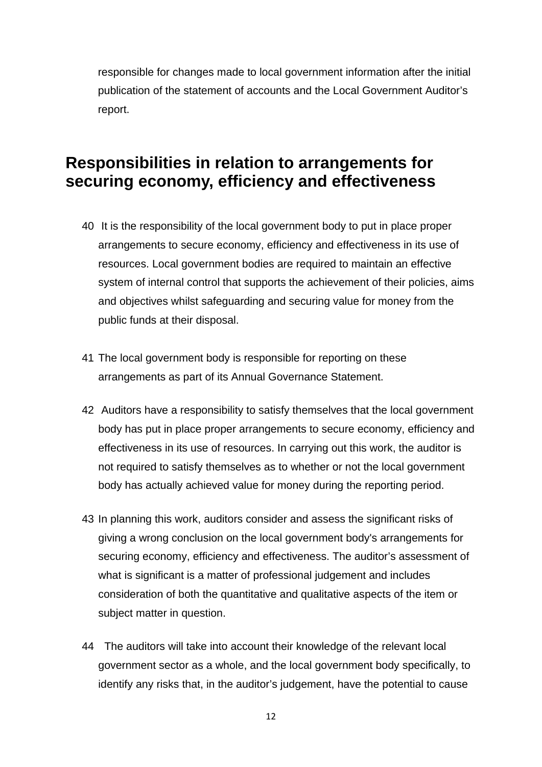responsible for changes made to local government information after the initial publication of the statement of accounts and the Local Government Auditor's report.

## Responsibilities in relation to arrangements for securing economy, efficiency and effectiveness

40 It is the responsibility of the local government body to put in place proper arrangements to secure economy, efficiency and effectiveness in its use of resources. Local government bodies are required to maintain an effective system of internal control that supports the achievement of their policies, aims and objectives whilst safeguarding and securing value for money from the public funds at their disposal.

41 The local government body is responsible for reporting on these arrangements as part of its Annual Governance Statement.

42 Auditors have a responsibility to satisfy themselves that the local government body has put in place proper arrangements to secure economy, efficiency and effectiveness in its use of resources. In carrying out this work, the auditor is not required to satisfy themselves as to whether or not the local government body has actually achieved value for money during the reporting period.

43 In planning this work, auditors consider and assess the significant risks of giving a wrong conclusion on the local government body's arrangements for securing economy, efficiency and effectiveness. The auditor's assessment of what is significant is a matter of professional judgement and includes consideration of both the quantitative and qualitative aspects of the item or subject matter in question.

44 The auditors will take into account their knowledge of the relevant local government sector as a whole, and the local government body specifically, to identify any risks that, in the auditor's judgement, have the potential to cause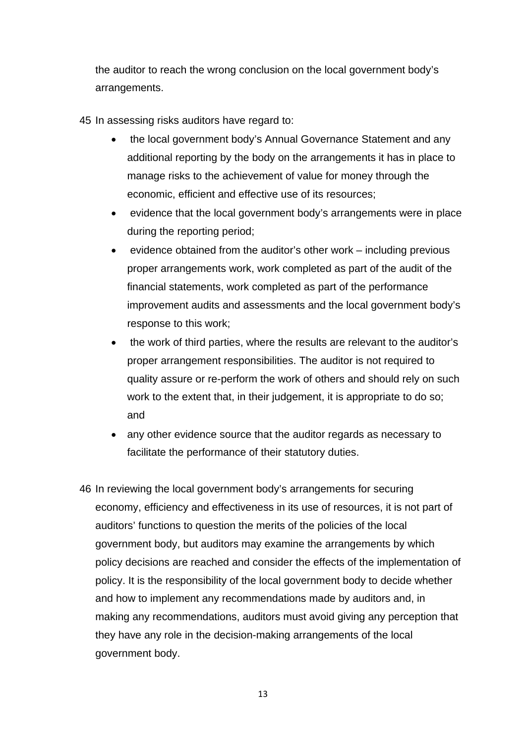the auditor to reach the wrong conclusion on the local government body's arrangements.

45 In assessing risks auditors have regard to:

- the local government body's Annual Governance Statement and any additional reporting by the body on the arrangements it has in place to manage risks to the achievement of value for money through the economic, efficient and effective use of its resources;
- evidence that the local government body's arrangements were in place during the reporting period;
- evidence obtained from the auditor's other work – including previous proper arrangements work, work completed as part of the audit of the financial statements, work completed as part of the performance improvement audits and assessments and the local government body's response to this work;
- the work of third parties, where the results are relevant to the auditor's proper arrangement responsibilities. The auditor is not required to quality assure or re-perform the work of others and should rely on such work to the extent that, in their judgement, it is appropriate to do so; and
- any other evidence source that the auditor regards as necessary to facilitate the performance of their statutory duties.

46 In reviewing the local government body's arrangements for securing economy, efficiency and effectiveness in its use of resources, it is not part of auditors' functions to question the merits of the policies of the local government body, but auditors may examine the arrangements by which policy decisions are reached and consider the effects of the implementation of policy. It is the responsibility of the local government body to decide whether and how to implement any recommendations made by auditors and, in making any recommendations, auditors must avoid giving any perception that they have any role in the decision-making arrangements of the local government body.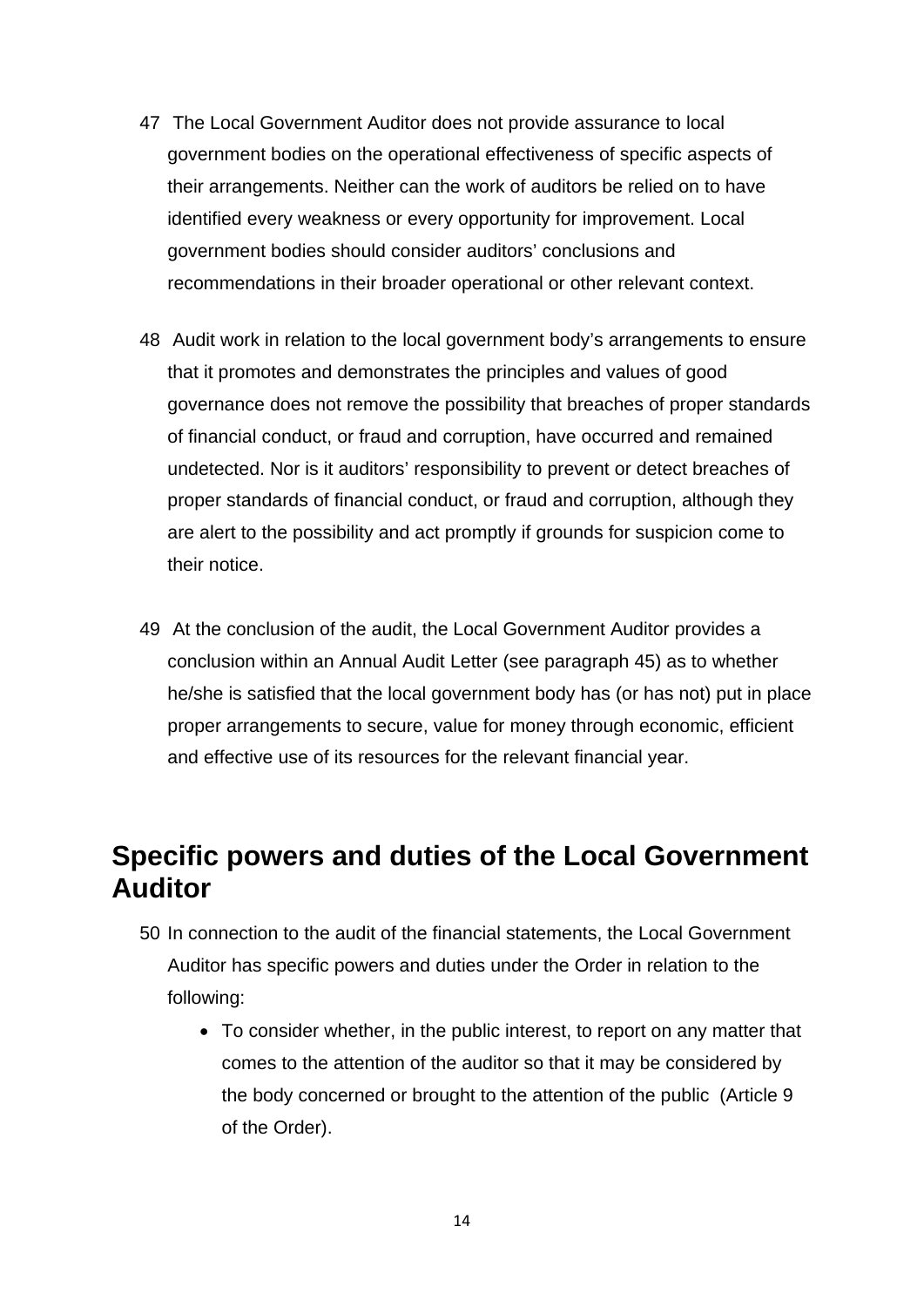47 The Local Government Auditor does not provide assurance to local government bodies on the operational effectiveness of specific aspects of their arrangements. Neither can the work of auditors be relied on to have identified every weakness or every opportunity for improvement. Local government bodies should consider auditors' conclusions and recommendations in their broader operational or other relevant context.

48 Audit work in relation to the local government body's arrangements to ensure that it promotes and demonstrates the principles and values of good governance does not remove the possibility that breaches of proper standards of financial conduct, or fraud and corruption, have occurred and remained undetected. Nor is it auditors' responsibility to prevent or detect breaches of proper standards of financial conduct, or fraud and corruption, although they are alert to the possibility and act promptly if grounds for suspicion come to their notice.

49 At the conclusion of the audit, the Local Government Auditor provides a conclusion within an Annual Audit Letter (see paragraph 45) as to whether he/she is satisfied that the local government body has (or has not) put in place proper arrangements to secure, value for money through economic, efficient and effective use of its resources for the relevant financial year.

## Specific powers and duties of the Local Government Auditor

50 In connection to the audit of the financial statements, the Local Government Auditor has specific powers and duties under the Order in relation to the following:

- To consider whether, in the public interest, to report on any matter that comes to the attention of the auditor so that it may be considered by the body concerned or brought to the attention of the public (Article 9 of the Order).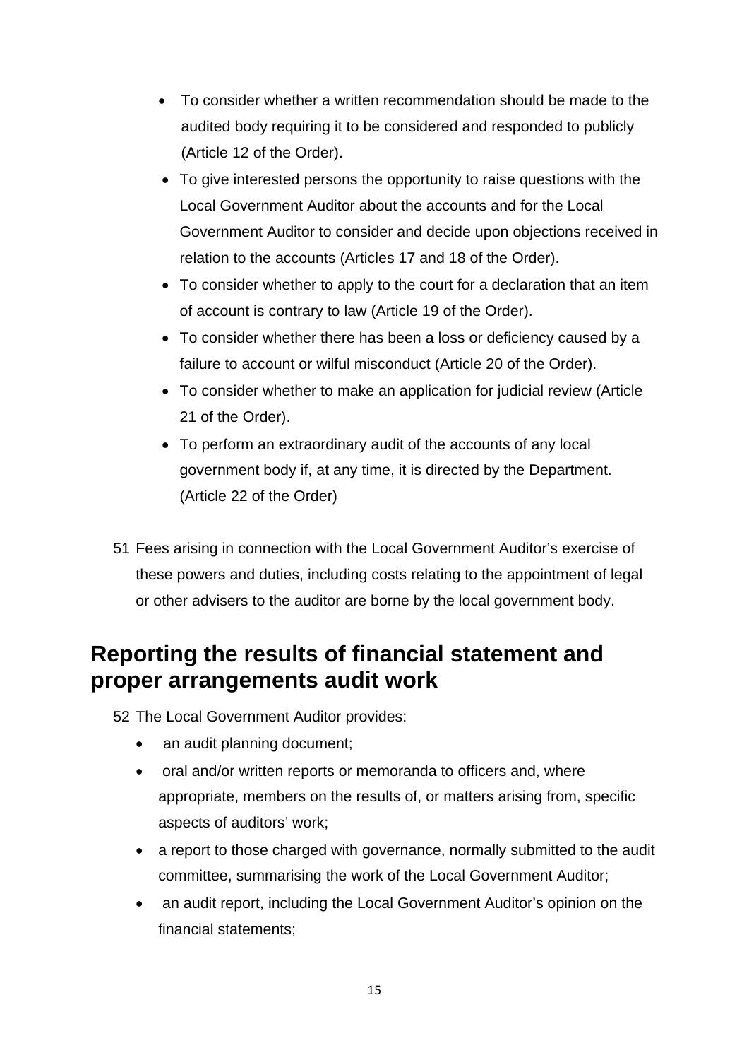- To consider whether a written recommendation should be made to the audited body requiring it to be considered and responded to publicly (Article 12 of the Order).
- To give interested persons the opportunity to raise questions with the Local Government Auditor about the accounts and for the Local Government Auditor to consider and decide upon objections received in relation to the accounts (Articles 17 and 18 of the Order).
- To consider whether to apply to the court for a declaration that an item of account is contrary to law (Article 19 of the Order).
- To consider whether there has been a loss or deficiency caused by a failure to account or wilful misconduct (Article 20 of the Order).
- To consider whether to make an application for judicial review (Article 21 of the Order).
- To perform an extraordinary audit of the accounts of any local government body if, at any time, it is directed by the Department. (Article 22 of the Order)

51 Fees arising in connection with the Local Government Auditor's exercise of these powers and duties, including costs relating to the appointment of legal or other advisers to the auditor are borne by the local government body.

## Reporting the results of financial statement and proper arrangements audit work

52 The Local Government Auditor provides:

- an audit planning document;
- oral and/or written reports or memoranda to officers and, where appropriate, members on the results of, or matters arising from, specific aspects of auditors' work;
- a report to those charged with governance, normally submitted to the audit committee, summarising the work of the Local Government Auditor;
- an audit report, including the Local Government Auditor's opinion on the financial statements;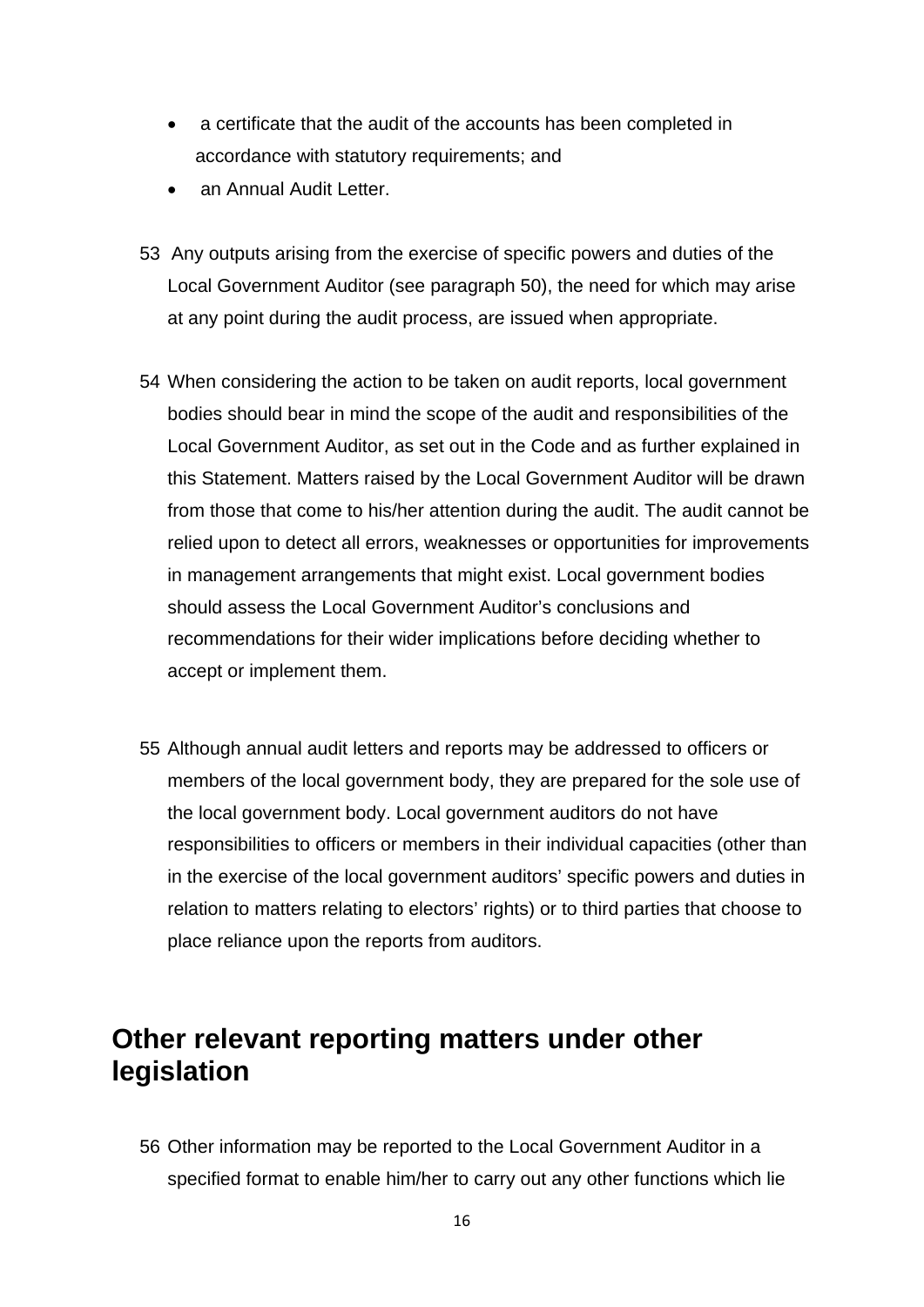- a certificate that the audit of the accounts has been completed in accordance with statutory requirements; and
- an Annual Audit Letter.

53 Any outputs arising from the exercise of specific powers and duties of the Local Government Auditor (see paragraph 50), the need for which may arise at any point during the audit process, are issued when appropriate.

54 When considering the action to be taken on audit reports, local government bodies should bear in mind the scope of the audit and responsibilities of the Local Government Auditor, as set out in the Code and as further explained in this Statement. Matters raised by the Local Government Auditor will be drawn from those that come to his/her attention during the audit. The audit cannot be relied upon to detect all errors, weaknesses or opportunities for improvements in management arrangements that might exist. Local government bodies should assess the Local Government Auditor's conclusions and recommendations for their wider implications before deciding whether to accept or implement them.

55 Although annual audit letters and reports may be addressed to officers or members of the local government body, they are prepared for the sole use of the local government body. Local government auditors do not have responsibilities to officers or members in their individual capacities (other than in the exercise of the local government auditors' specific powers and duties in relation to matters relating to electors' rights) or to third parties that choose to place reliance upon the reports from auditors.

## Other relevant reporting matters under other legislation

56 Other information may be reported to the Local Government Auditor in a specified format to enable him/her to carry out any other functions which lie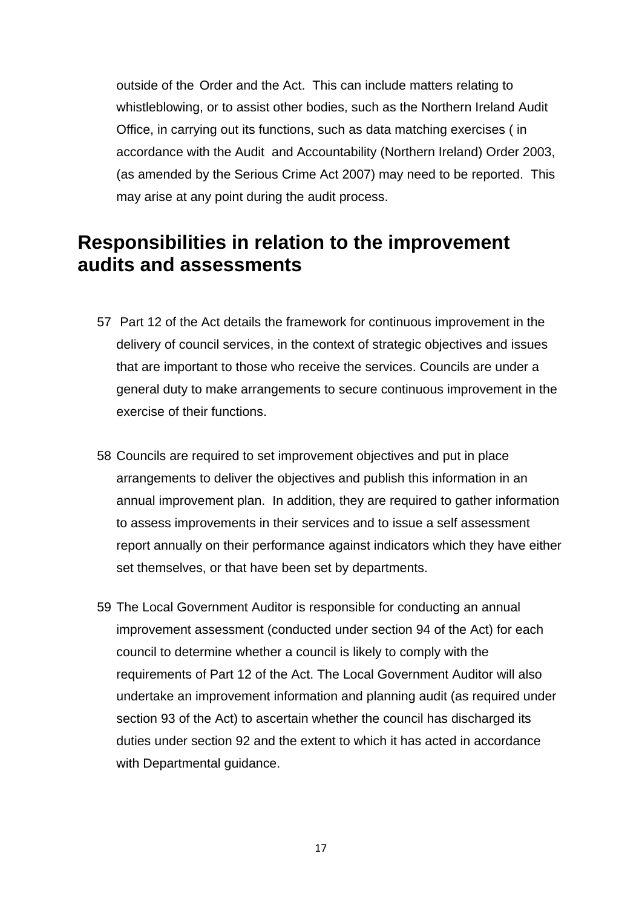outside of the Order and the Act. This can include matters relating to whistleblowing, or to assist other bodies, such as the Northern Ireland Audit Office, in carrying out its functions, such as data matching exercises ( in accordance with the Audit and Accountability (Northern Ireland) Order 2003, (as amended by the Serious Crime Act 2007) may need to be reported. This may arise at any point during the audit process.

## Responsibilities in relation to the improvement audits and assessments

57 Part 12 of the Act details the framework for continuous improvement in the delivery of council services, in the context of strategic objectives and issues that are important to those who receive the services. Councils are under a general duty to make arrangements to secure continuous improvement in the exercise of their functions.

58 Councils are required to set improvement objectives and put in place arrangements to deliver the objectives and publish this information in an annual improvement plan. In addition, they are required to gather information to assess improvements in their services and to issue a self assessment report annually on their performance against indicators which they have either set themselves, or that have been set by departments.

59 The Local Government Auditor is responsible for conducting an annual improvement assessment (conducted under section 94 of the Act) for each council to determine whether a council is likely to comply with the requirements of Part 12 of the Act. The Local Government Auditor will also undertake an improvement information and planning audit (as required under section 93 of the Act) to ascertain whether the council has discharged its duties under section 92 and the extent to which it has acted in accordance with Departmental guidance.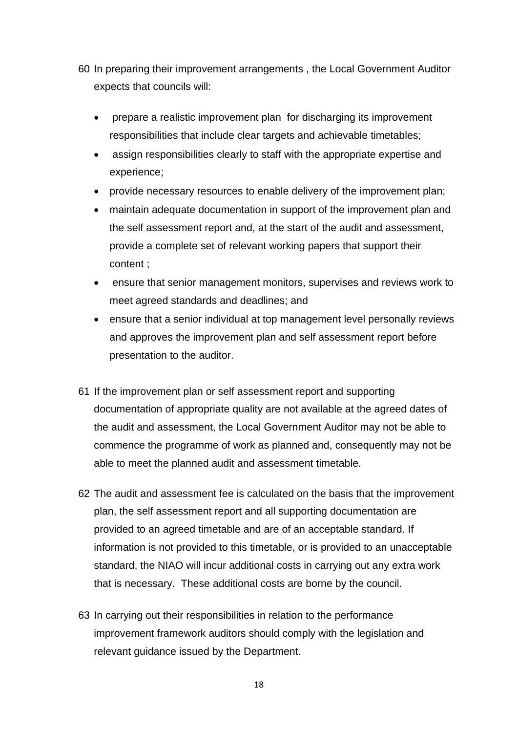60 In preparing their improvement arrangements , the Local Government Auditor expects that councils will:

- prepare a realistic improvement plan for discharging its improvement responsibilities that include clear targets and achievable timetables;
- assign responsibilities clearly to staff with the appropriate expertise and experience;
- provide necessary resources to enable delivery of the improvement plan;
- maintain adequate documentation in support of the improvement plan and the self assessment report and, at the start of the audit and assessment, provide a complete set of relevant working papers that support their content ;
- ensure that senior management monitors, supervises and reviews work to meet agreed standards and deadlines; and
- ensure that a senior individual at top management level personally reviews and approves the improvement plan and self assessment report before presentation to the auditor.

61 If the improvement plan or self assessment report and supporting documentation of appropriate quality are not available at the agreed dates of the audit and assessment, the Local Government Auditor may not be able to commence the programme of work as planned and, consequently may not be able to meet the planned audit and assessment timetable.

62 The audit and assessment fee is calculated on the basis that the improvement plan, the self assessment report and all supporting documentation are provided to an agreed timetable and are of an acceptable standard. If information is not provided to this timetable, or is provided to an unacceptable standard, the NIAO will incur additional costs in carrying out any extra work that is necessary. These additional costs are borne by the council.

63 In carrying out their responsibilities in relation to the performance improvement framework auditors should comply with the legislation and relevant guidance issued by the Department.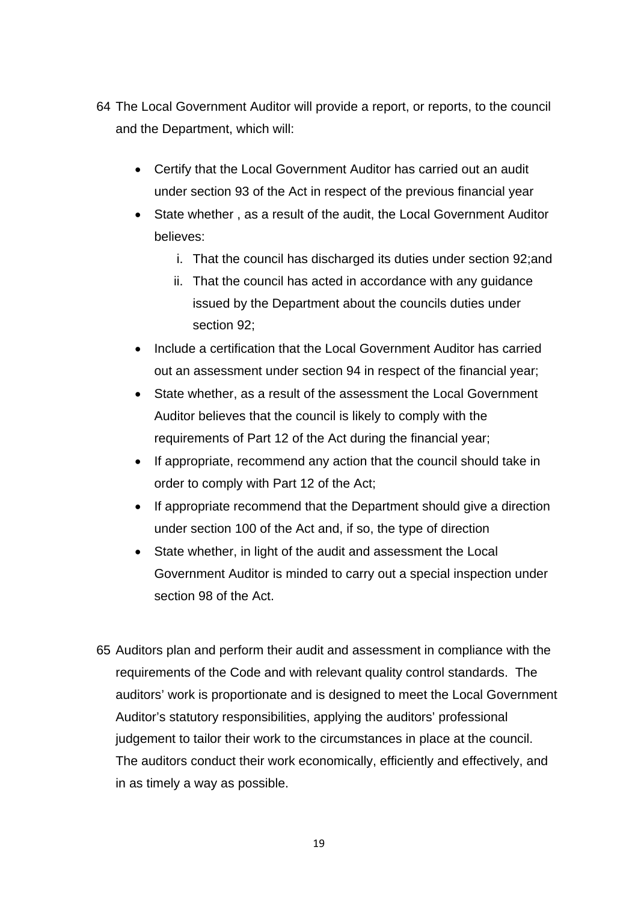64 The Local Government Auditor will provide a report, or reports, to the council and the Department, which will:

- Certify that the Local Government Auditor has carried out an audit under section 93 of the Act in respect of the previous financial year
- State whether , as a result of the audit, the Local Government Auditor believes:
    i. That the council has discharged its duties under section 92;and
    ii. That the council has acted in accordance with any guidance issued by the Department about the councils duties under section 92;
- Include a certification that the Local Government Auditor has carried out an assessment under section 94 in respect of the financial year;
- State whether, as a result of the assessment the Local Government Auditor believes that the council is likely to comply with the requirements of Part 12 of the Act during the financial year;
- If appropriate, recommend any action that the council should take in order to comply with Part 12 of the Act;
- If appropriate recommend that the Department should give a direction under section 100 of the Act and, if so, the type of direction
- State whether, in light of the audit and assessment the Local Government Auditor is minded to carry out a special inspection under section 98 of the Act.

65 Auditors plan and perform their audit and assessment in compliance with the requirements of the Code and with relevant quality control standards. The auditors' work is proportionate and is designed to meet the Local Government Auditor's statutory responsibilities, applying the auditors' professional judgement to tailor their work to the circumstances in place at the council. The auditors conduct their work economically, efficiently and effectively, and in as timely a way as possible.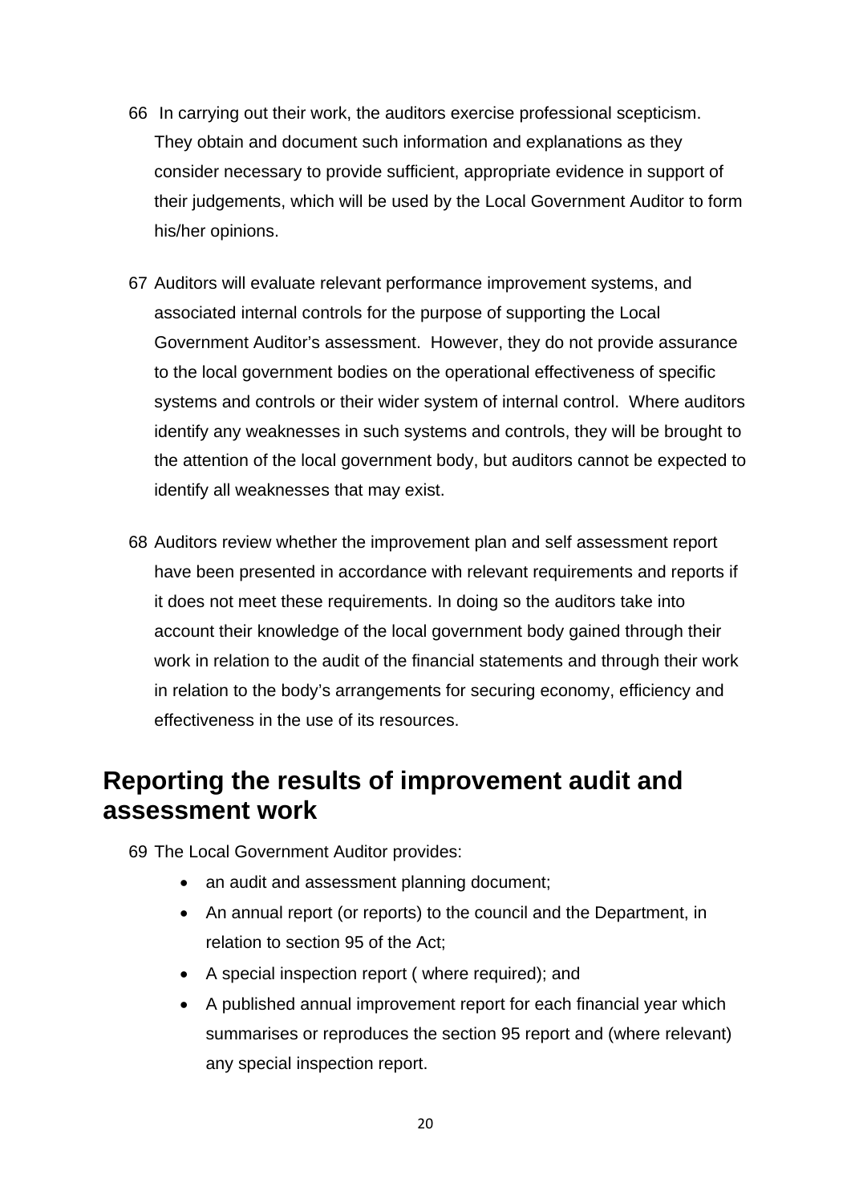66 In carrying out their work, the auditors exercise professional scepticism. They obtain and document such information and explanations as they consider necessary to provide sufficient, appropriate evidence in support of their judgements, which will be used by the Local Government Auditor to form his/her opinions.

67 Auditors will evaluate relevant performance improvement systems, and associated internal controls for the purpose of supporting the Local Government Auditor's assessment. However, they do not provide assurance to the local government bodies on the operational effectiveness of specific systems and controls or their wider system of internal control. Where auditors identify any weaknesses in such systems and controls, they will be brought to the attention of the local government body, but auditors cannot be expected to identify all weaknesses that may exist.

68 Auditors review whether the improvement plan and self assessment report have been presented in accordance with relevant requirements and reports if it does not meet these requirements. In doing so the auditors take into account their knowledge of the local government body gained through their work in relation to the audit of the financial statements and through their work in relation to the body's arrangements for securing economy, efficiency and effectiveness in the use of its resources.

## Reporting the results of improvement audit and assessment work

69 The Local Government Auditor provides:

- an audit and assessment planning document;
- An annual report (or reports) to the council and the Department, in relation to section 95 of the Act;
- A special inspection report ( where required); and
- A published annual improvement report for each financial year which summarises or reproduces the section 95 report and (where relevant) any special inspection report.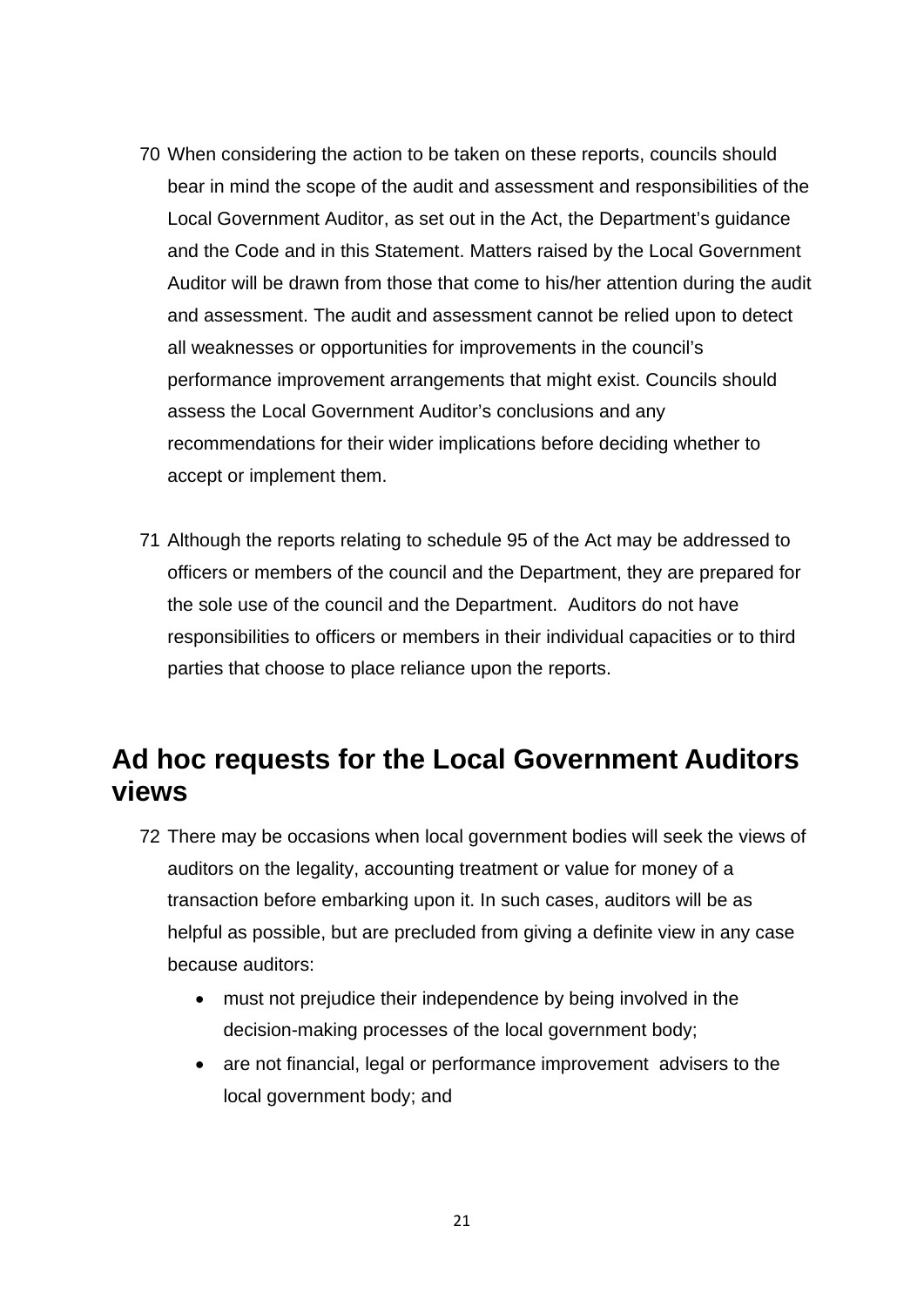70 When considering the action to be taken on these reports, councils should bear in mind the scope of the audit and assessment and responsibilities of the Local Government Auditor, as set out in the Act, the Department's guidance and the Code and in this Statement. Matters raised by the Local Government Auditor will be drawn from those that come to his/her attention during the audit and assessment. The audit and assessment cannot be relied upon to detect all weaknesses or opportunities for improvements in the council's performance improvement arrangements that might exist. Councils should assess the Local Government Auditor's conclusions and any recommendations for their wider implications before deciding whether to accept or implement them.

71 Although the reports relating to schedule 95 of the Act may be addressed to officers or members of the council and the Department, they are prepared for the sole use of the council and the Department. Auditors do not have responsibilities to officers or members in their individual capacities or to third parties that choose to place reliance upon the reports.

## Ad hoc requests for the Local Government Auditors views

72 There may be occasions when local government bodies will seek the views of auditors on the legality, accounting treatment or value for money of a transaction before embarking upon it. In such cases, auditors will be as helpful as possible, but are precluded from giving a definite view in any case because auditors:

- must not prejudice their independence by being involved in the decision-making processes of the local government body;
- are not financial, legal or performance improvement advisers to the local government body; and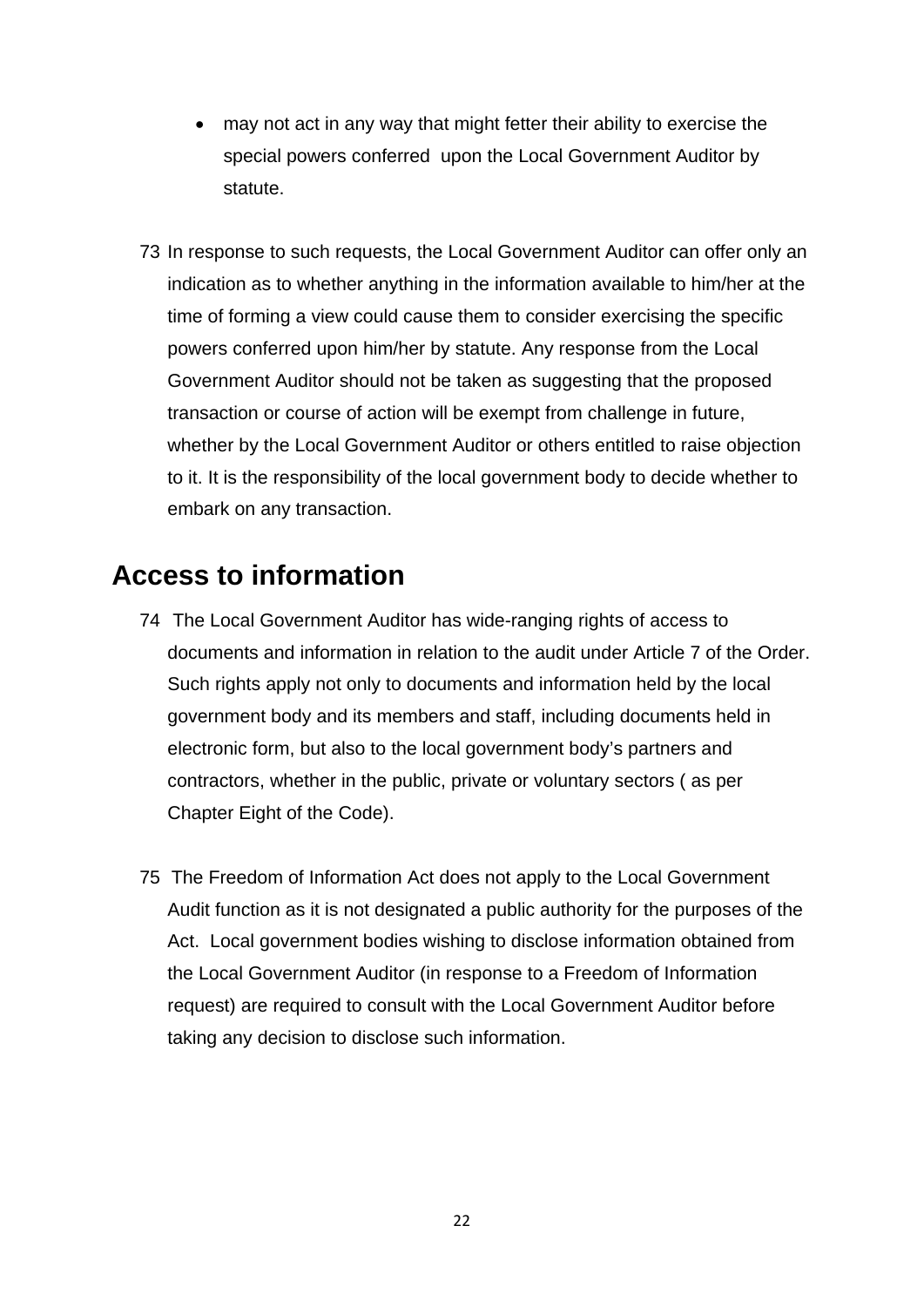- may not act in any way that might fetter their ability to exercise the special powers conferred upon the Local Government Auditor by statute.

73 In response to such requests, the Local Government Auditor can offer only an indication as to whether anything in the information available to him/her at the time of forming a view could cause them to consider exercising the specific powers conferred upon him/her by statute. Any response from the Local Government Auditor should not be taken as suggesting that the proposed transaction or course of action will be exempt from challenge in future, whether by the Local Government Auditor or others entitled to raise objection to it. It is the responsibility of the local government body to decide whether to embark on any transaction.

## Access to information

74 The Local Government Auditor has wide-ranging rights of access to documents and information in relation to the audit under Article 7 of the Order. Such rights apply not only to documents and information held by the local government body and its members and staff, including documents held in electronic form, but also to the local government body's partners and contractors, whether in the public, private or voluntary sectors ( as per Chapter Eight of the Code).

75 The Freedom of Information Act does not apply to the Local Government Audit function as it is not designated a public authority for the purposes of the Act. Local government bodies wishing to disclose information obtained from the Local Government Auditor (in response to a Freedom of Information request) are required to consult with the Local Government Auditor before taking any decision to disclose such information.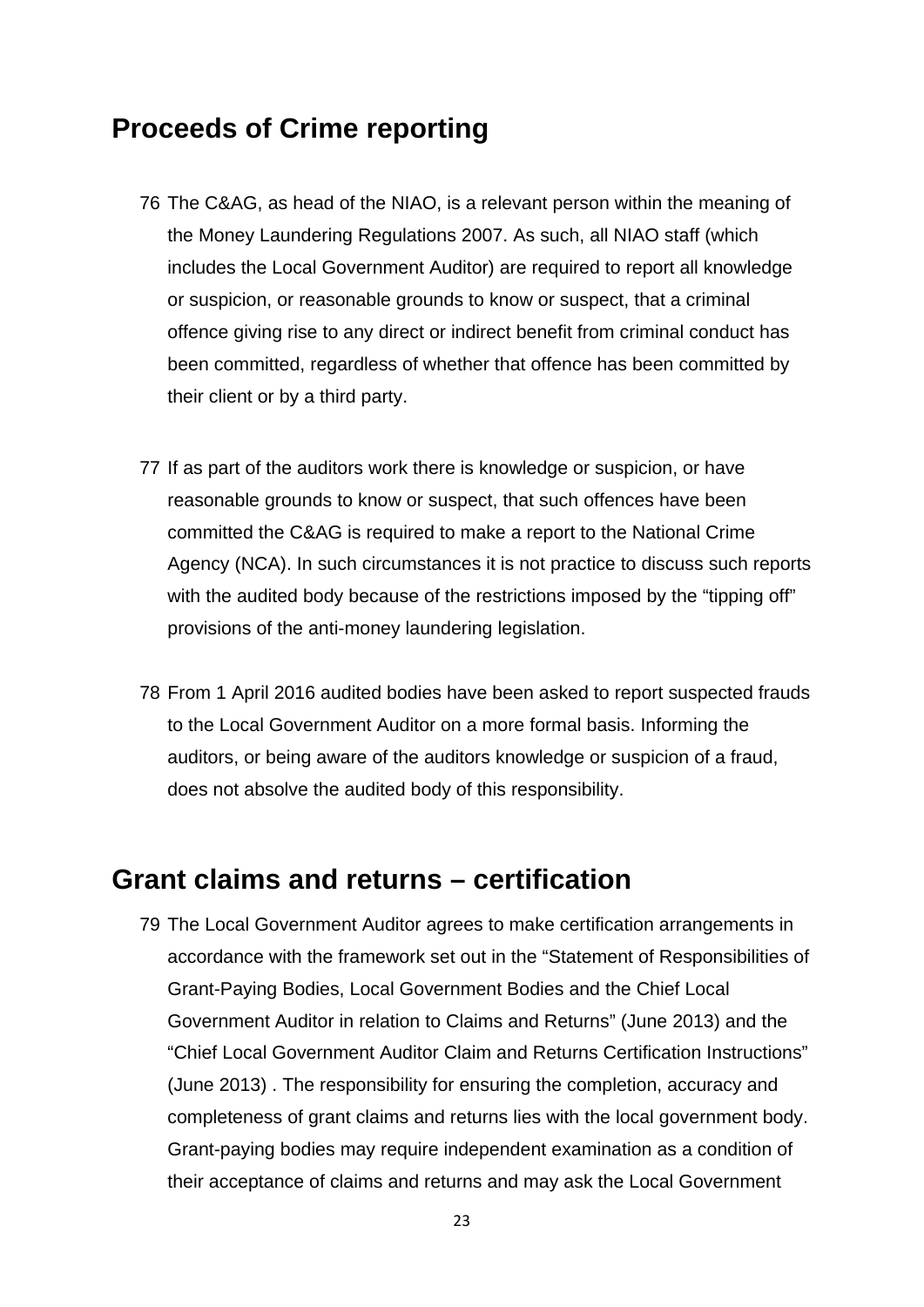## Proceeds of Crime reporting

76 The C&AG, as head of the NIAO, is a relevant person within the meaning of the Money Laundering Regulations 2007. As such, all NIAO staff (which includes the Local Government Auditor) are required to report all knowledge or suspicion, or reasonable grounds to know or suspect, that a criminal offence giving rise to any direct or indirect benefit from criminal conduct has been committed, regardless of whether that offence has been committed by their client or by a third party.

77 If as part of the auditors work there is knowledge or suspicion, or have reasonable grounds to know or suspect, that such offences have been committed the C&AG is required to make a report to the National Crime Agency (NCA). In such circumstances it is not practice to discuss such reports with the audited body because of the restrictions imposed by the "tipping off" provisions of the anti-money laundering legislation.

78 From 1 April 2016 audited bodies have been asked to report suspected frauds to the Local Government Auditor on a more formal basis. Informing the auditors, or being aware of the auditors knowledge or suspicion of a fraud, does not absolve the audited body of this responsibility.

## Grant claims and returns – certification

79 The Local Government Auditor agrees to make certification arrangements in accordance with the framework set out in the "Statement of Responsibilities of Grant-Paying Bodies, Local Government Bodies and the Chief Local Government Auditor in relation to Claims and Returns" (June 2013) and the "Chief Local Government Auditor Claim and Returns Certification Instructions" (June 2013) . The responsibility for ensuring the completion, accuracy and completeness of grant claims and returns lies with the local government body. Grant-paying bodies may require independent examination as a condition of their acceptance of claims and returns and may ask the Local Government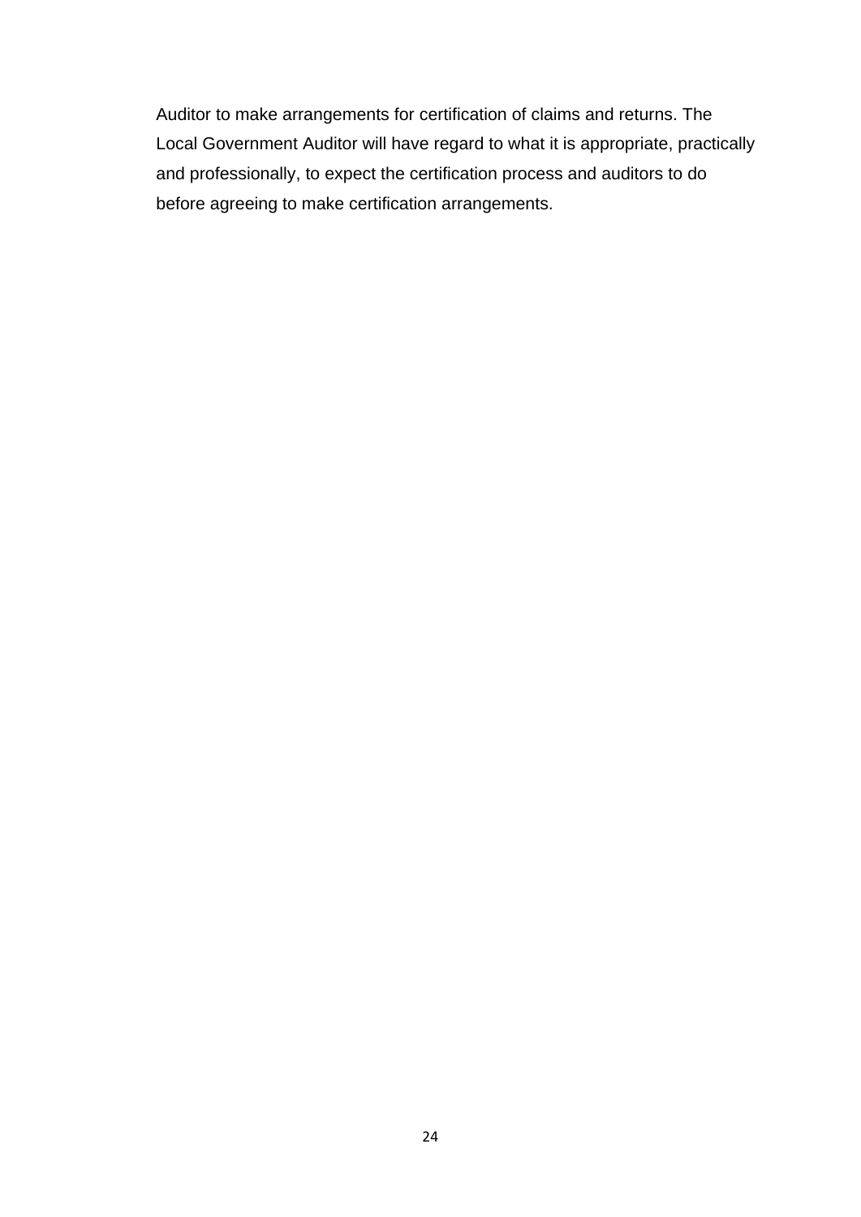Auditor to make arrangements for certification of claims and returns. The Local Government Auditor will have regard to what it is appropriate, practically and professionally, to expect the certification process and auditors to do before agreeing to make certification arrangements.